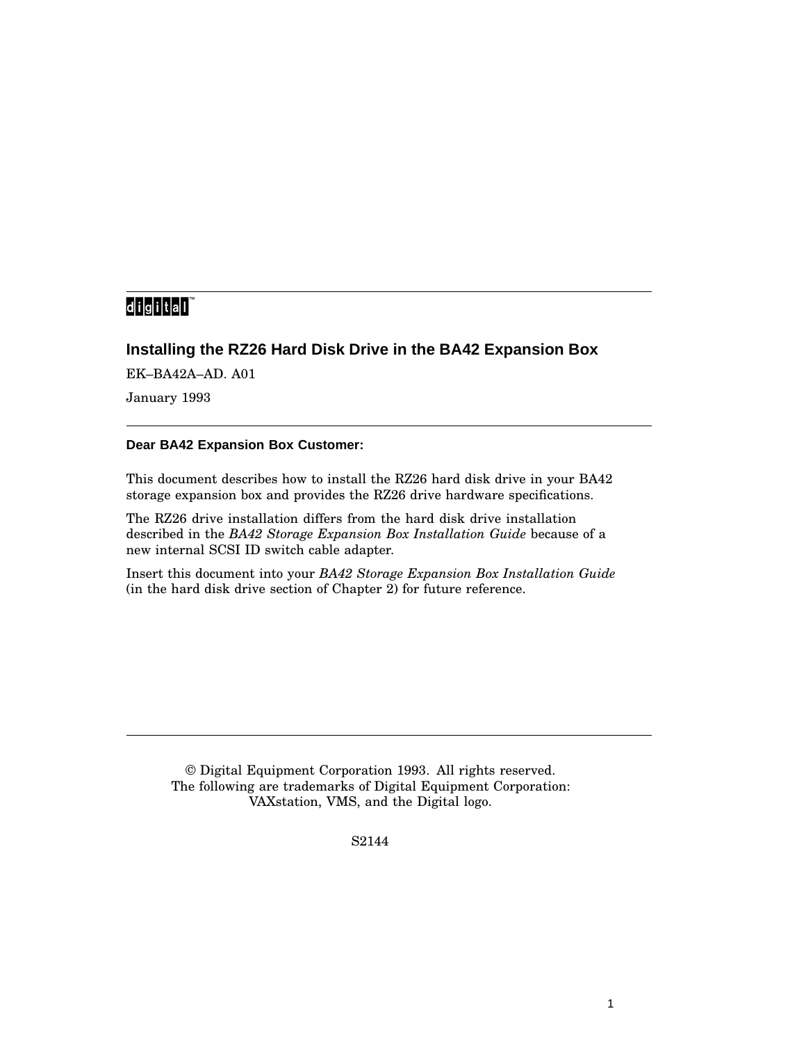digital™

# Installing the RZ26 Hard Disk Drive in the BA42 Expansion Box

EK–BA42A–AD. A01

January 1993

---

**Dear BA42 Expansion Box Customer:**

This document describes how to install the RZ26 hard disk drive in your BA42 storage expansion box and provides the RZ26 drive hardware specifications.

The RZ26 drive installation differs from the hard disk drive installation described in the *BA42 Storage Expansion Box Installation Guide* because of a new internal SCSI ID switch cable adapter.

Insert this document into your *BA42 Storage Expansion Box Installation Guide* (in the hard disk drive section of Chapter 2) for future reference.

---

© Digital Equipment Corporation 1993. All rights reserved.
The following are trademarks of Digital Equipment Corporation:
VAXstation, VMS, and the Digital logo.

S2144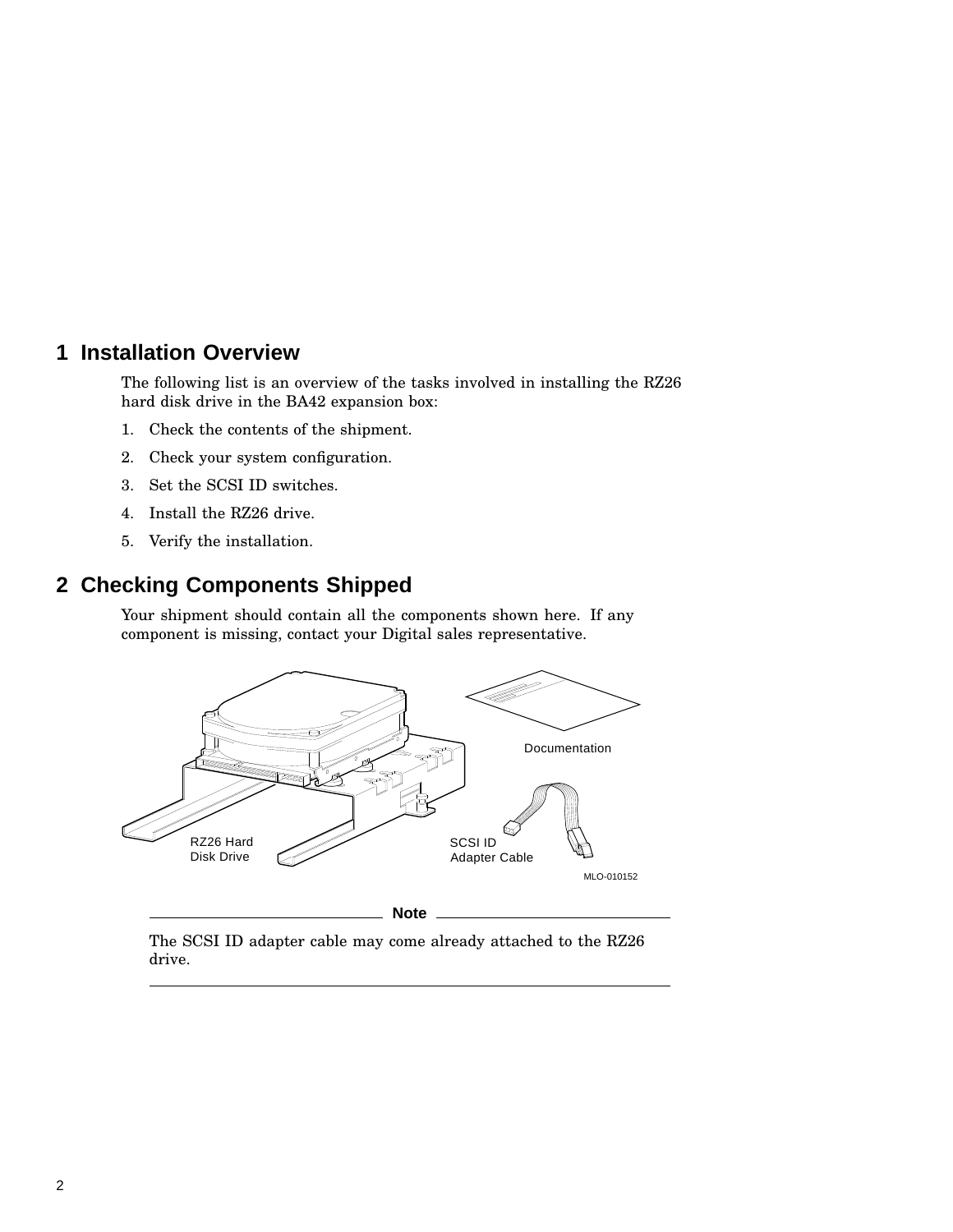# 1 Installation Overview

The following list is an overview of the tasks involved in installing the RZ26 hard disk drive in the BA42 expansion box:

1. Check the contents of the shipment.
2. Check your system configuration.
3. Set the SCSI ID switches.
4. Install the RZ26 drive.
5. Verify the installation.

# 2 Checking Components Shipped

Your shipment should contain all the components shown here. If any component is missing, contact your Digital sales representative.

Documentation

RZ26 Hard Disk Drive

SCSI ID Adapter Cable

MLO-010152

**Note**

The SCSI ID adapter cable may come already attached to the RZ26 drive.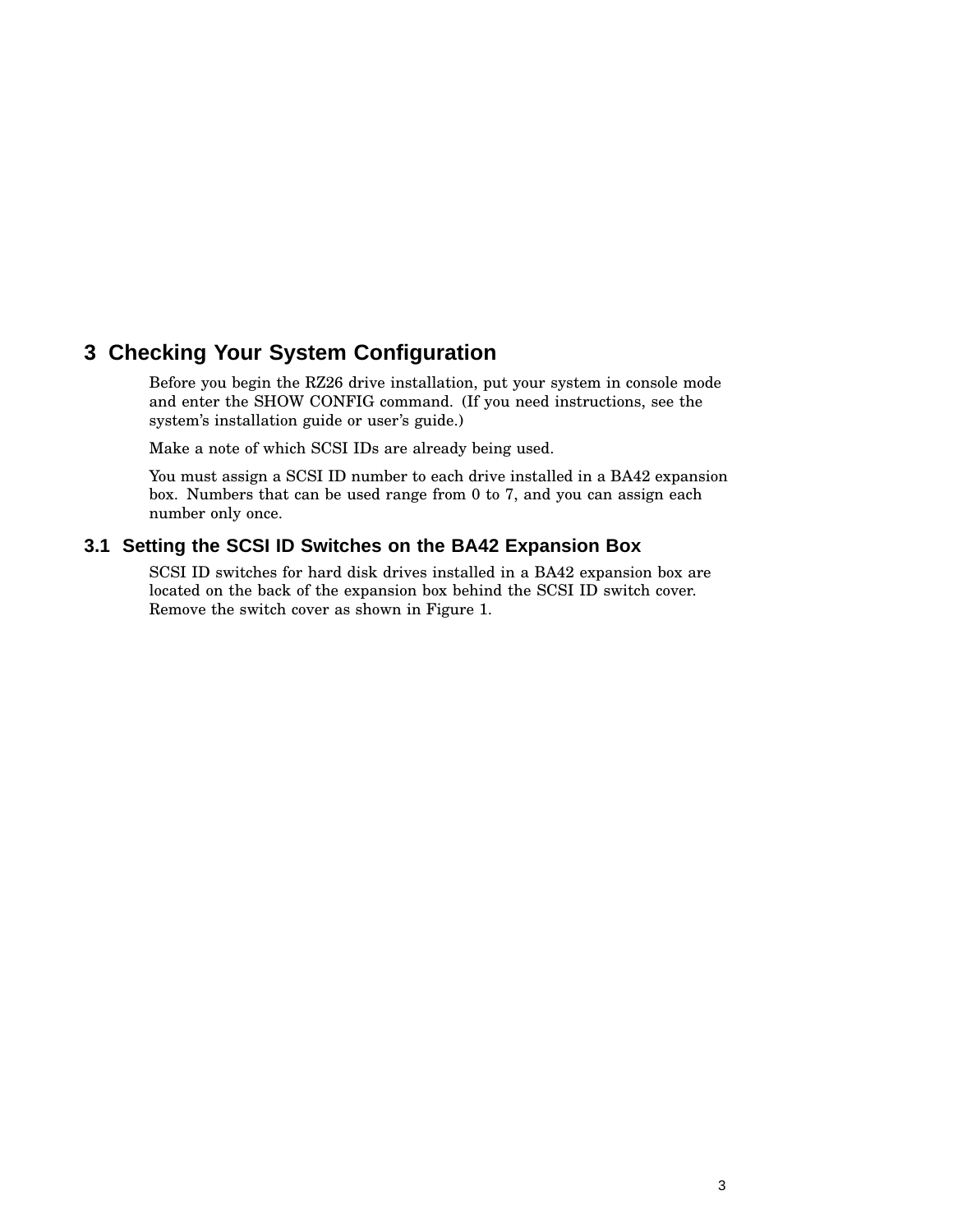## 3 Checking Your System Configuration

Before you begin the RZ26 drive installation, put your system in console mode and enter the SHOW CONFIG command. (If you need instructions, see the system's installation guide or user's guide.)

Make a note of which SCSI IDs are already being used.

You must assign a SCSI ID number to each drive installed in a BA42 expansion box. Numbers that can be used range from 0 to 7, and you can assign each number only once.

### 3.1 Setting the SCSI ID Switches on the BA42 Expansion Box

SCSI ID switches for hard disk drives installed in a BA42 expansion box are located on the back of the expansion box behind the SCSI ID switch cover. Remove the switch cover as shown in Figure 1.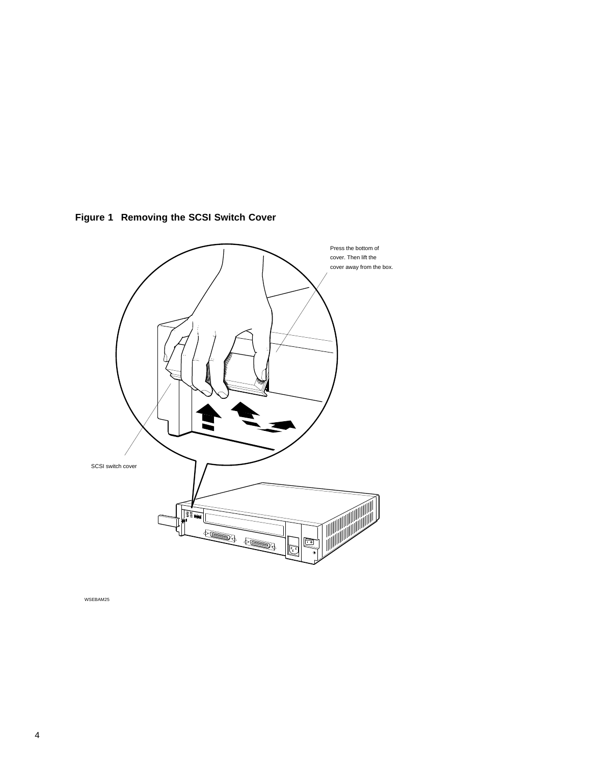**Figure 1 Removing the SCSI Switch Cover**

Press the bottom of cover. Then lift the cover away from the box.

SCSI switch cover

WSEBAM25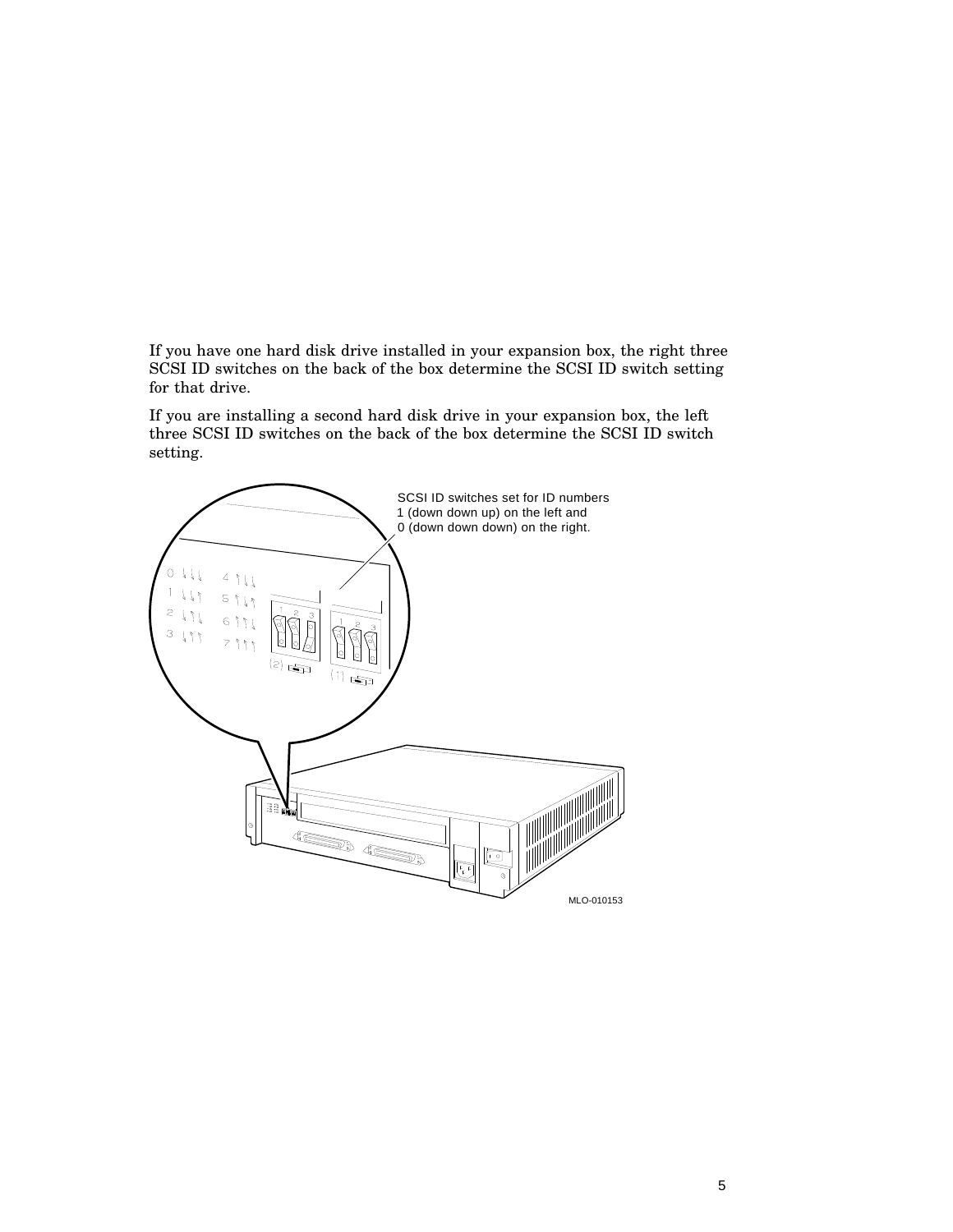If you have one hard disk drive installed in your expansion box, the right three SCSI ID switches on the back of the box determine the SCSI ID switch setting for that drive.

If you are installing a second hard disk drive in your expansion box, the left three SCSI ID switches on the back of the box determine the SCSI ID switch setting.

SCSI ID switches set for ID numbers 1 (down down up) on the left and 0 (down down down) on the right.

MLO-010153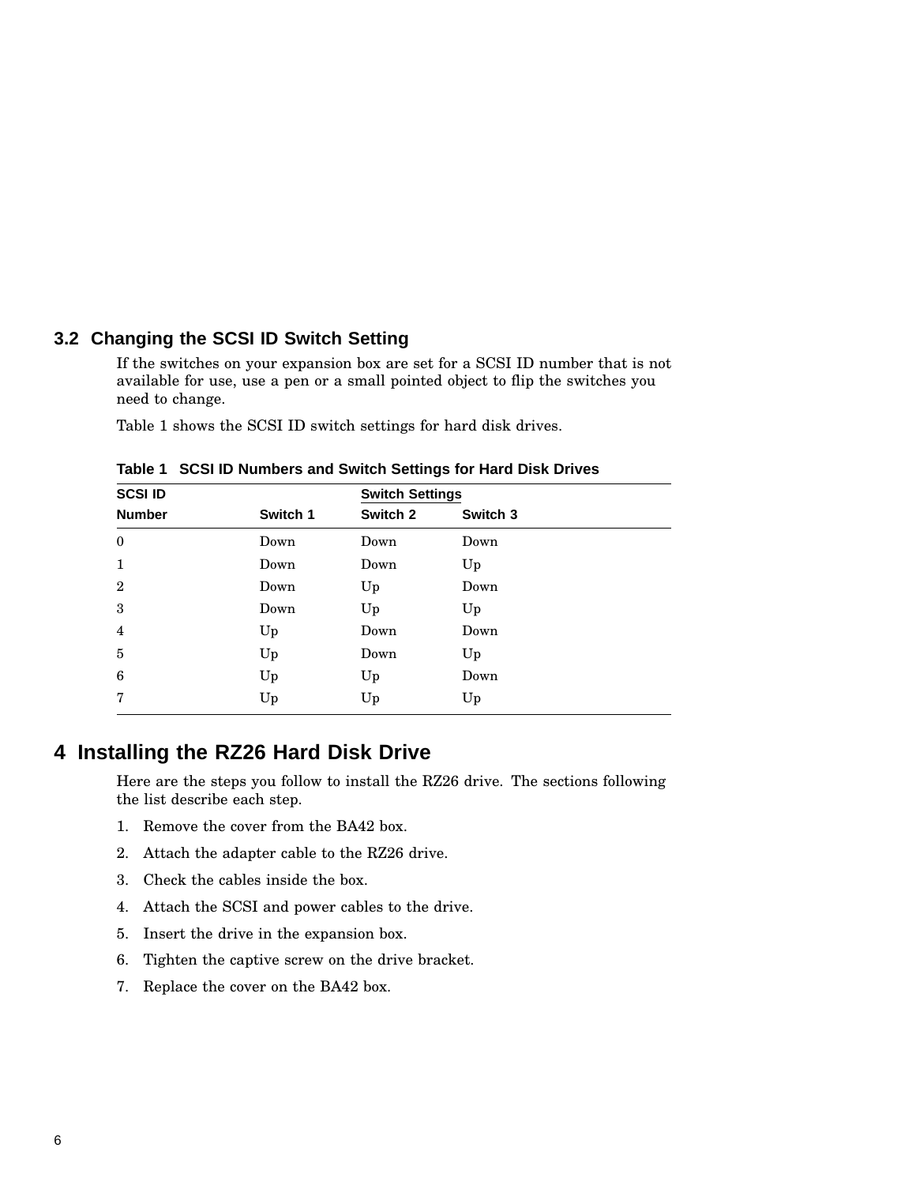### 3.2 Changing the SCSI ID Switch Setting

If the switches on your expansion box are set for a SCSI ID number that is not available for use, use a pen or a small pointed object to flip the switches you need to change.

Table 1 shows the SCSI ID switch settings for hard disk drives.

**Table 1 SCSI ID Numbers and Switch Settings for Hard Disk Drives**

| SCSI ID | Switch Settings | | |
|---|---|---|---|
| Number | Switch 1 | Switch 2 | Switch 3 |
| 0 | Down | Down | Down |
| 1 | Down | Down | Up |
| 2 | Down | Up | Down |
| 3 | Down | Up | Up |
| 4 | Up | Down | Down |
| 5 | Up | Down | Up |
| 6 | Up | Up | Down |
| 7 | Up | Up | Up |

## 4 Installing the RZ26 Hard Disk Drive

Here are the steps you follow to install the RZ26 drive. The sections following the list describe each step.

1. Remove the cover from the BA42 box.
2. Attach the adapter cable to the RZ26 drive.
3. Check the cables inside the box.
4. Attach the SCSI and power cables to the drive.
5. Insert the drive in the expansion box.
6. Tighten the captive screw on the drive bracket.
7. Replace the cover on the BA42 box.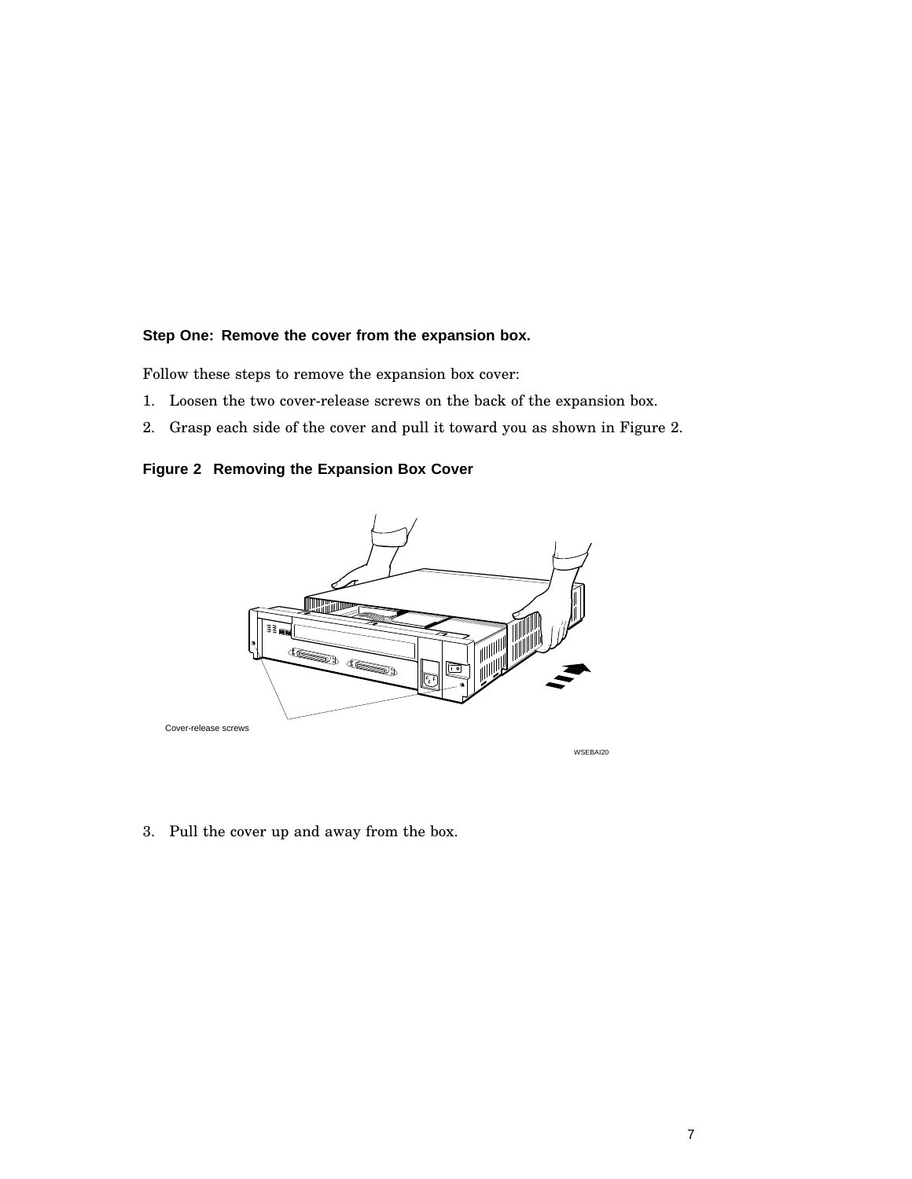### Step One: Remove the cover from the expansion box.

Follow these steps to remove the expansion box cover:

1. Loosen the two cover-release screws on the back of the expansion box.
2. Grasp each side of the cover and pull it toward you as shown in Figure 2.

**Figure 2 Removing the Expansion Box Cover**

Cover-release screws

WSEBAI20

3. Pull the cover up and away from the box.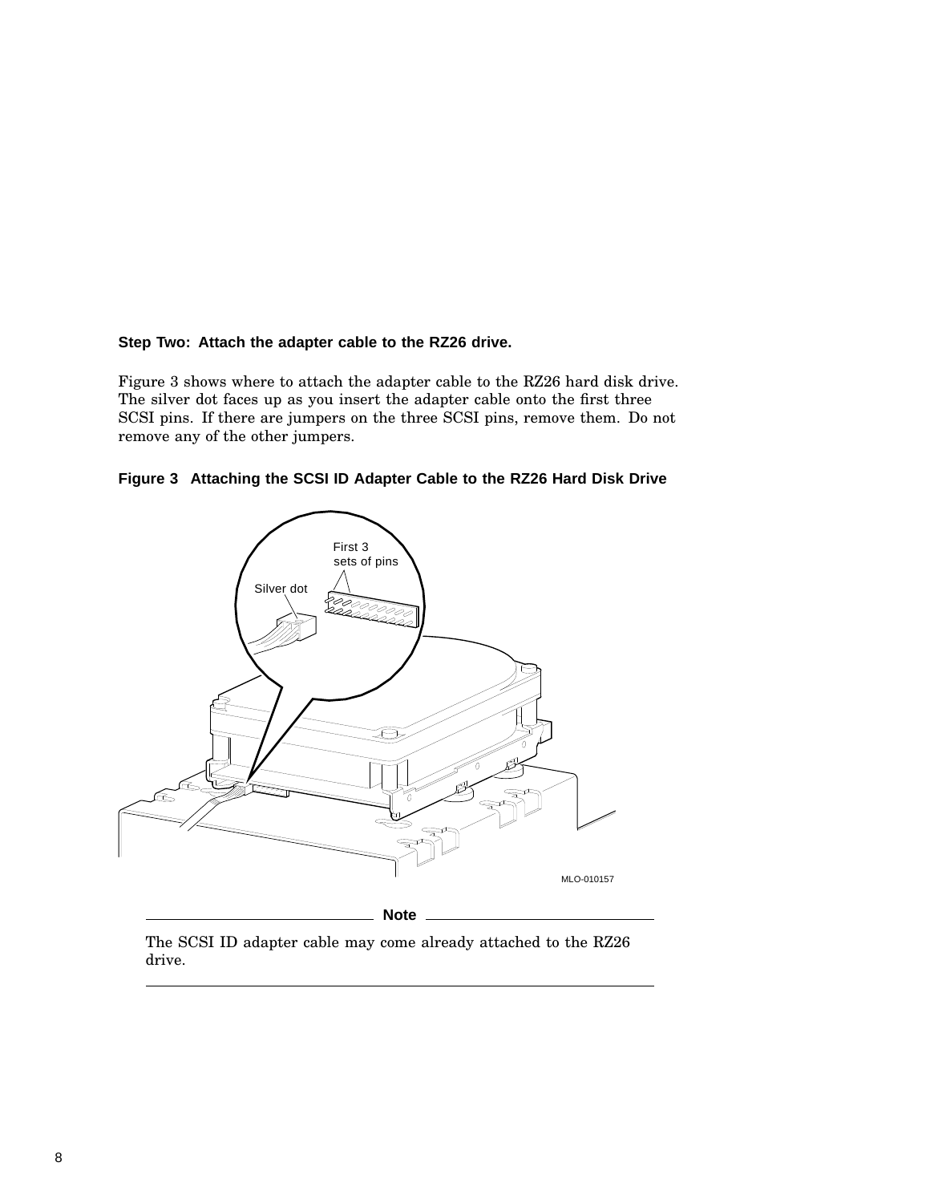**Step Two: Attach the adapter cable to the RZ26 drive.**

Figure 3 shows where to attach the adapter cable to the RZ26 hard disk drive. The silver dot faces up as you insert the adapter cable onto the first three SCSI pins. If there are jumpers on the three SCSI pins, remove them. Do not remove any of the other jumpers.

**Figure 3 Attaching the SCSI ID Adapter Cable to the RZ26 Hard Disk Drive**

**Note**

The SCSI ID adapter cable may come already attached to the RZ26 drive.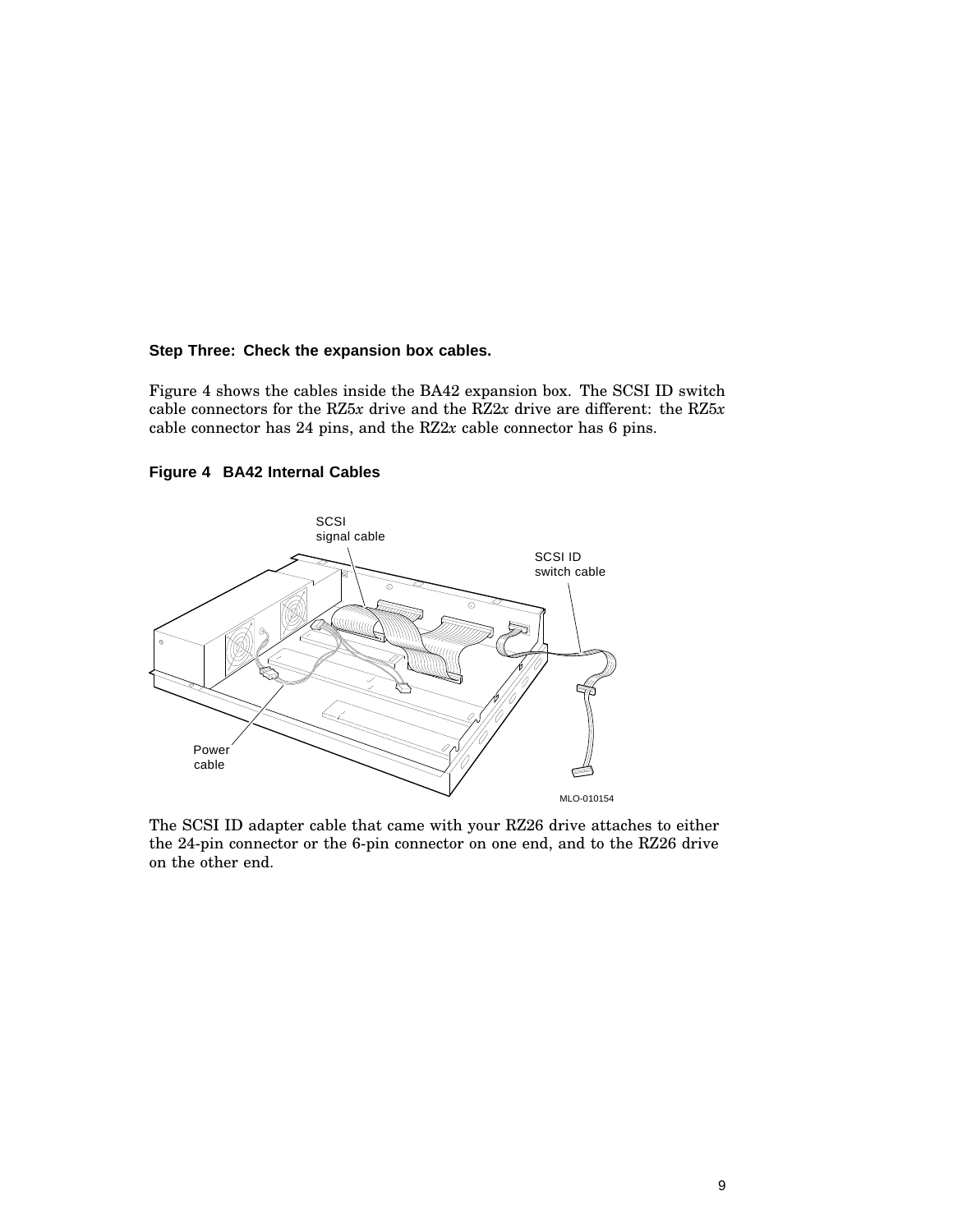**Step Three: Check the expansion box cables.**

Figure 4 shows the cables inside the BA42 expansion box. The SCSI ID switch cable connectors for the RZ5*x* drive and the RZ2*x* drive are different: the RZ5*x* cable connector has 24 pins, and the RZ2*x* cable connector has 6 pins.

**Figure 4 BA42 Internal Cables**

The SCSI ID adapter cable that came with your RZ26 drive attaches to either the 24-pin connector or the 6-pin connector on one end, and to the RZ26 drive on the other end.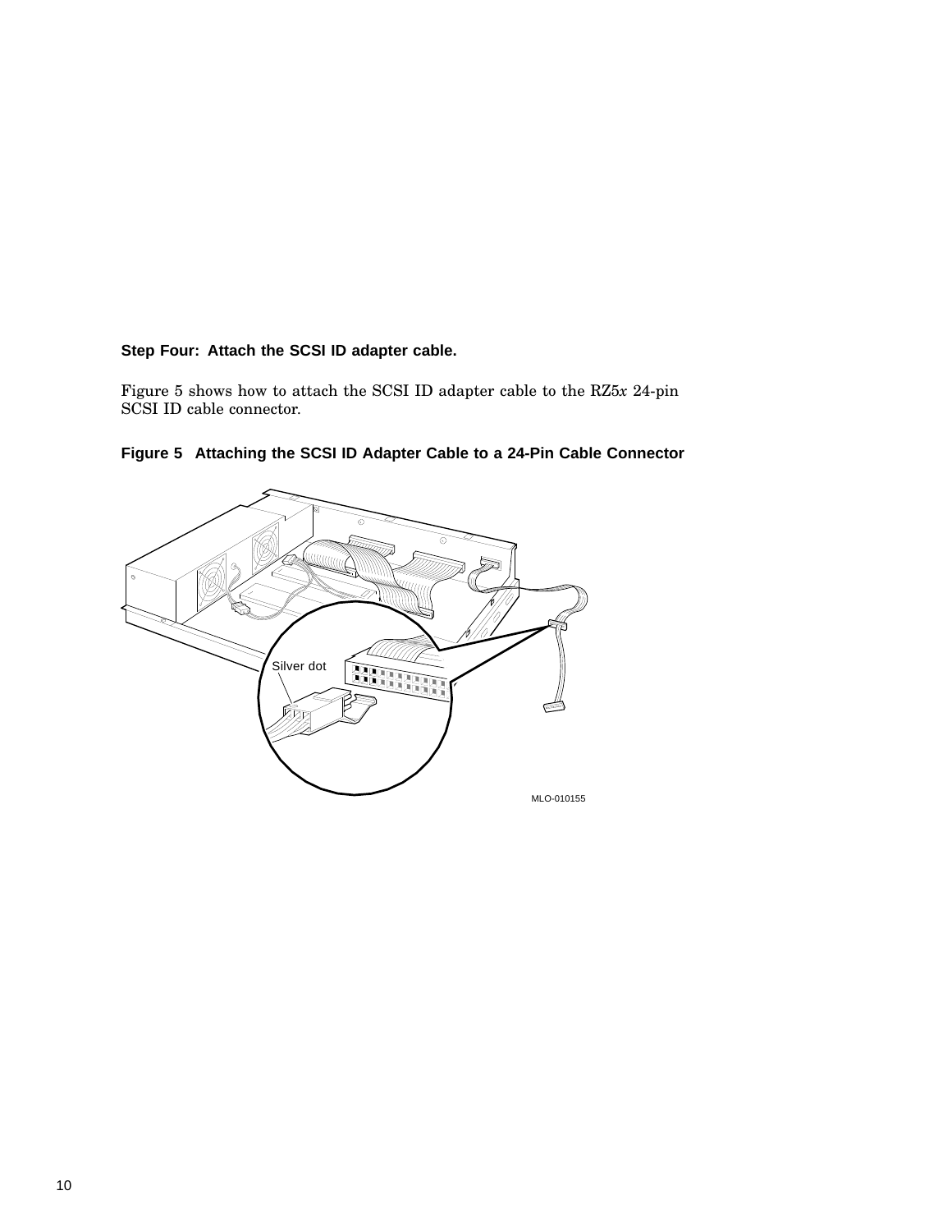**Step Four: Attach the SCSI ID adapter cable.**

Figure 5 shows how to attach the SCSI ID adapter cable to the RZ5*x* 24-pin SCSI ID cable connector.

**Figure 5 Attaching the SCSI ID Adapter Cable to a 24-Pin Cable Connector**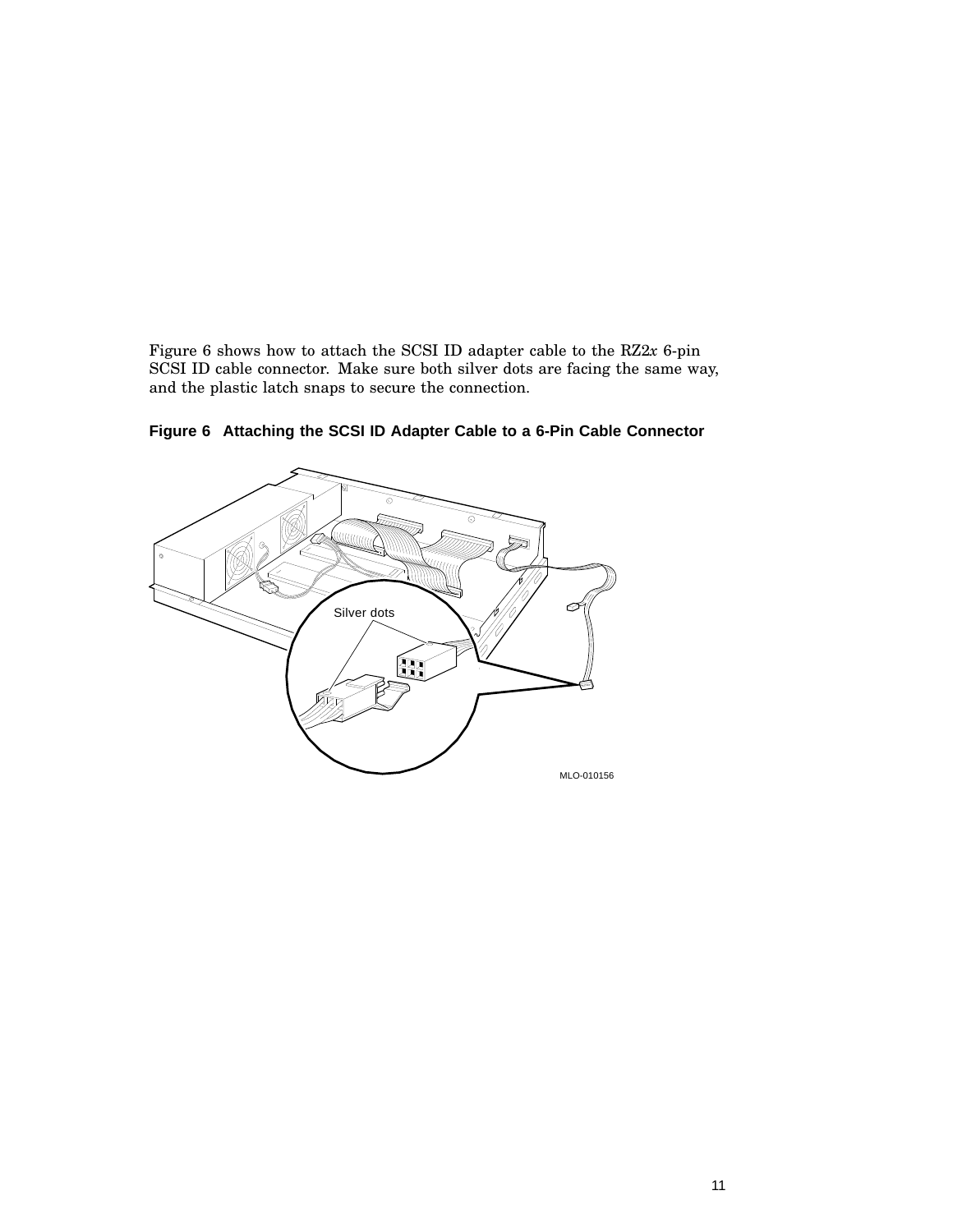Figure 6 shows how to attach the SCSI ID adapter cable to the RZ2*x* 6-pin SCSI ID cable connector. Make sure both silver dots are facing the same way, and the plastic latch snaps to secure the connection.

**Figure 6 Attaching the SCSI ID Adapter Cable to a 6-Pin Cable Connector**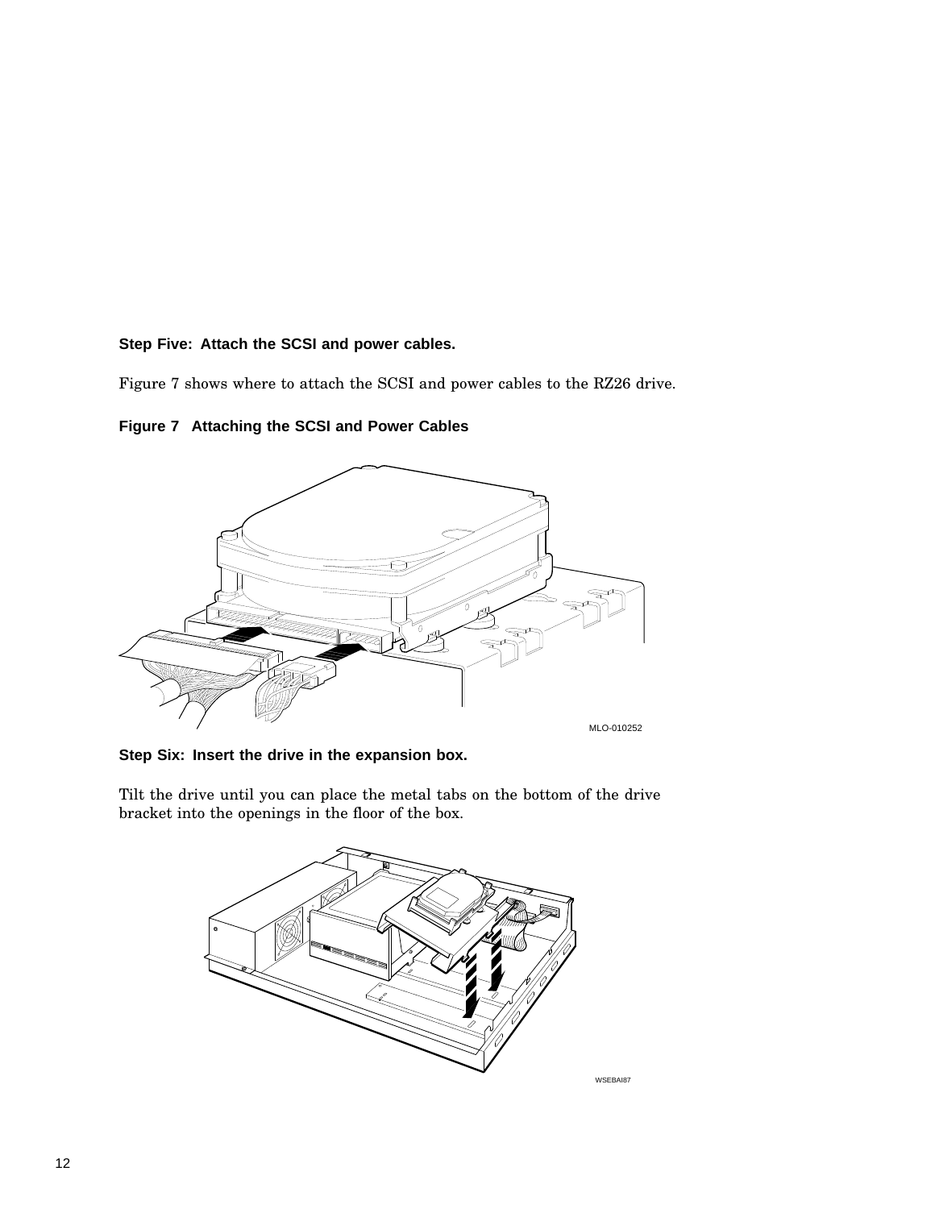**Step Five: Attach the SCSI and power cables.**

Figure 7 shows where to attach the SCSI and power cables to the RZ26 drive.

**Figure 7 Attaching the SCSI and Power Cables**

MLO-010252

**Step Six: Insert the drive in the expansion box.**

Tilt the drive until you can place the metal tabs on the bottom of the drive bracket into the openings in the floor of the box.

WSEBAI87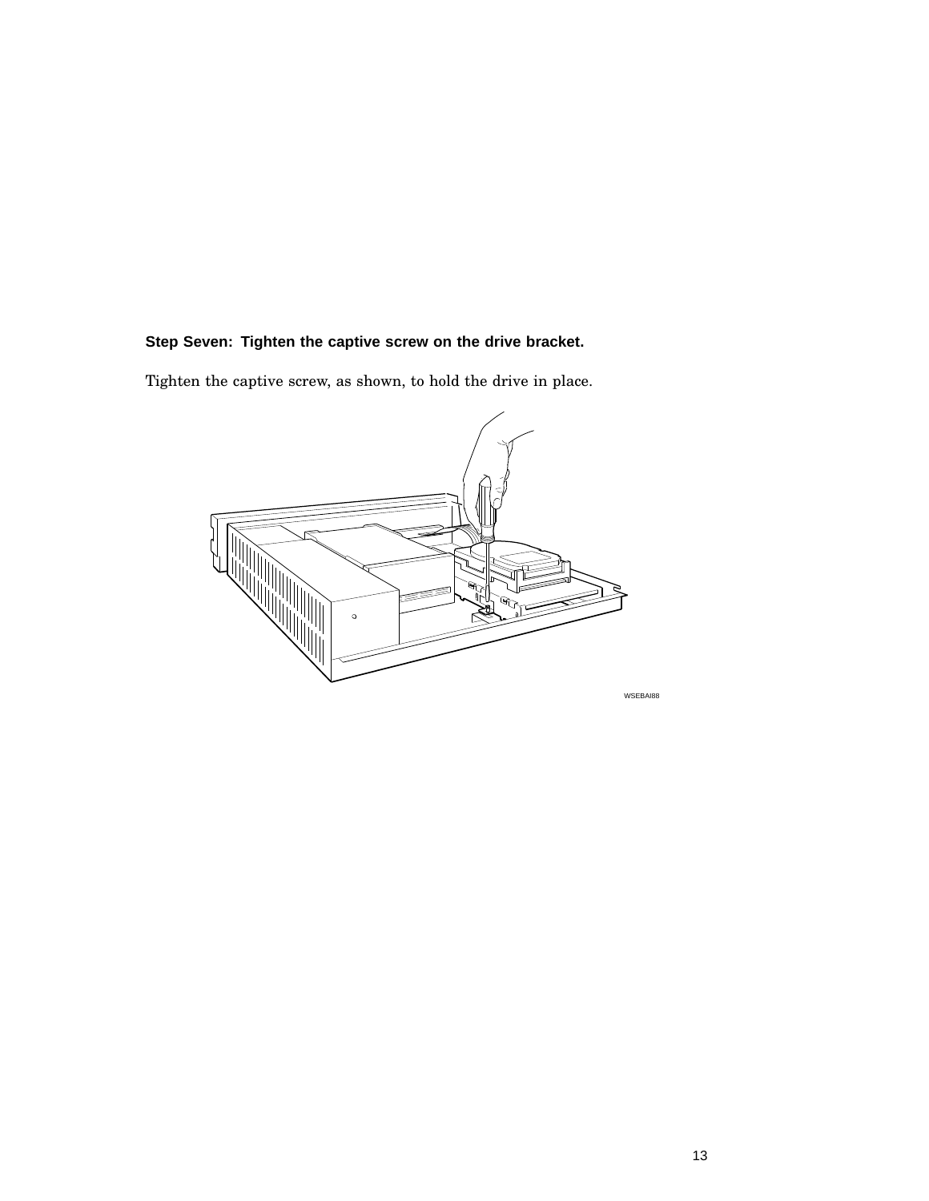**Step Seven: Tighten the captive screw on the drive bracket.**

Tighten the captive screw, as shown, to hold the drive in place.

WSEBAI88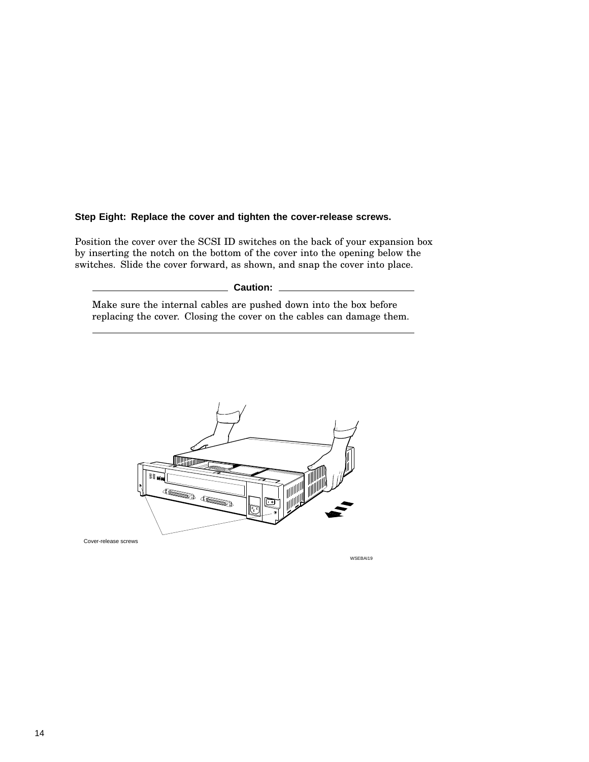**Step Eight: Replace the cover and tighten the cover-release screws.**

Position the cover over the SCSI ID switches on the back of your expansion box by inserting the notch on the bottom of the cover into the opening below the switches. Slide the cover forward, as shown, and snap the cover into place.

**Caution:**

Make sure the internal cables are pushed down into the box before replacing the cover. Closing the cover on the cables can damage them.

Cover-release screws

WSEBAI19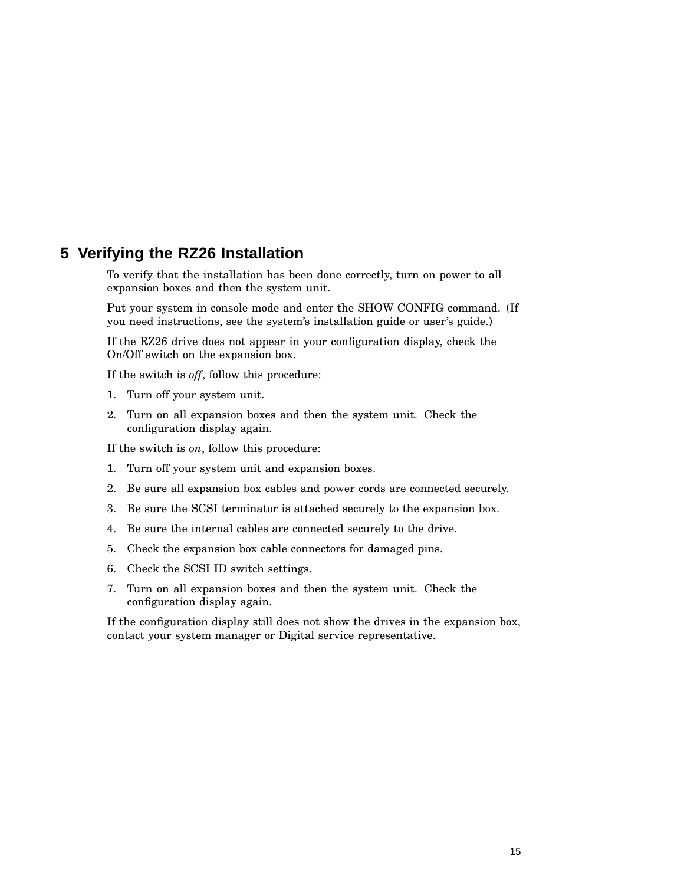## 5 Verifying the RZ26 Installation

To verify that the installation has been done correctly, turn on power to all expansion boxes and then the system unit.

Put your system in console mode and enter the SHOW CONFIG command. (If you need instructions, see the system's installation guide or user's guide.)

If the RZ26 drive does not appear in your configuration display, check the On/Off switch on the expansion box.

If the switch is *off*, follow this procedure:

1. Turn off your system unit.
2. Turn on all expansion boxes and then the system unit. Check the configuration display again.

If the switch is *on*, follow this procedure:

1. Turn off your system unit and expansion boxes.
2. Be sure all expansion box cables and power cords are connected securely.
3. Be sure the SCSI terminator is attached securely to the expansion box.
4. Be sure the internal cables are connected securely to the drive.
5. Check the expansion box cable connectors for damaged pins.
6. Check the SCSI ID switch settings.
7. Turn on all expansion boxes and then the system unit. Check the configuration display again.

If the configuration display still does not show the drives in the expansion box, contact your system manager or Digital service representative.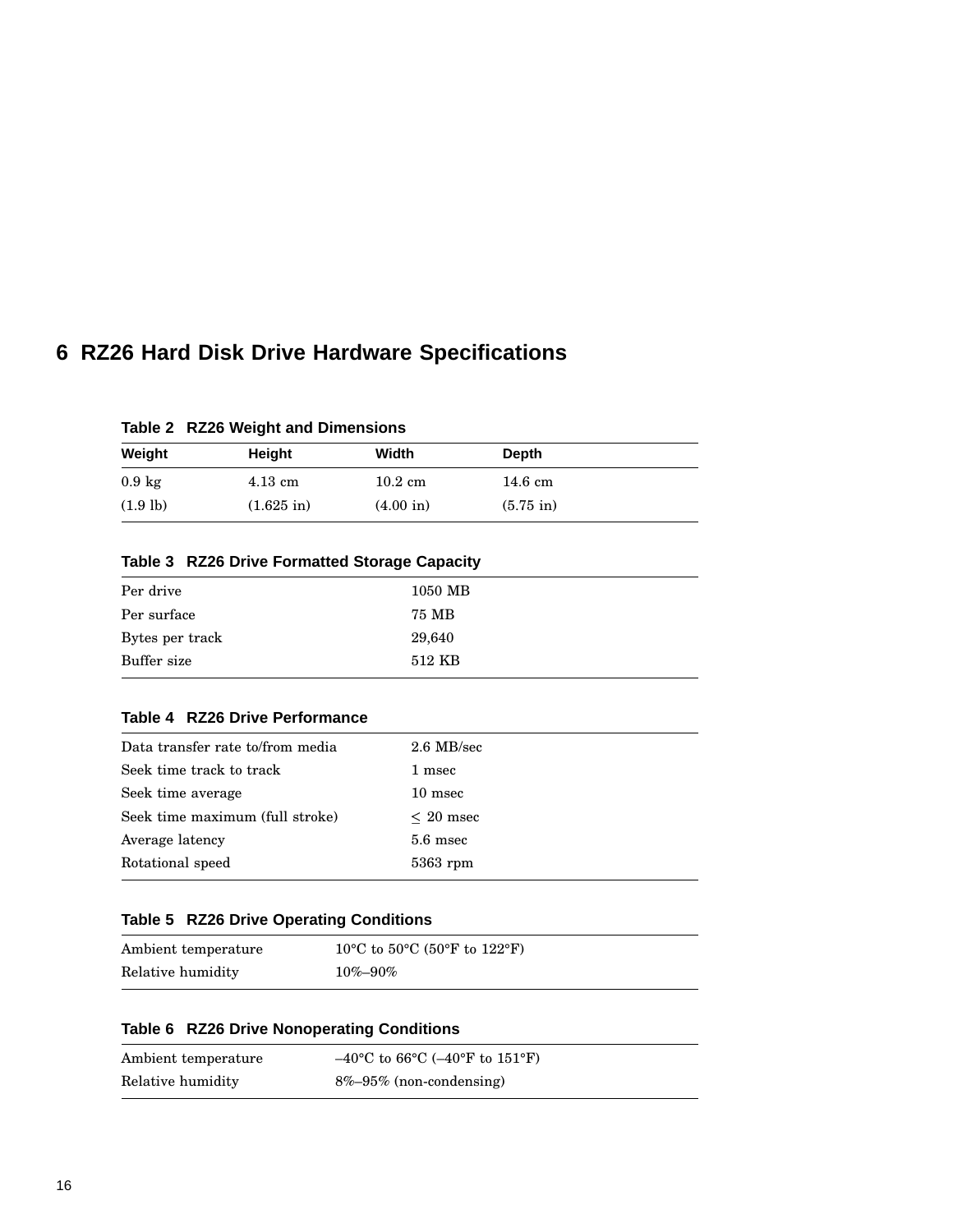# 6 RZ26 Hard Disk Drive Hardware Specifications

**Table 2 RZ26 Weight and Dimensions**

| Weight | Height | Width | Depth |
|---|---|---|---|
| 0.9 kg | 4.13 cm | 10.2 cm | 14.6 cm |
| (1.9 lb) | (1.625 in) | (4.00 in) | (5.75 in) |

**Table 3 RZ26 Drive Formatted Storage Capacity**

| | |
|---|---|
| Per drive | 1050 MB |
| Per surface | 75 MB |
| Bytes per track | 29,640 |
| Buffer size | 512 KB |

**Table 4 RZ26 Drive Performance**

| | |
|---|---|
| Data transfer rate to/from media | 2.6 MB/sec |
| Seek time track to track | 1 msec |
| Seek time average | 10 msec |
| Seek time maximum (full stroke) | $\leq$ 20 msec |
| Average latency | 5.6 msec |
| Rotational speed | 5363 rpm |

**Table 5 RZ26 Drive Operating Conditions**

| | |
|---|---|
| Ambient temperature | 10°C to 50°C (50°F to 122°F) |
| Relative humidity | 10%–90% |

**Table 6 RZ26 Drive Nonoperating Conditions**

| | |
|---|---|
| Ambient temperature | –40°C to 66°C (–40°F to 151°F) |
| Relative humidity | 8%–95% (non-condensing) |